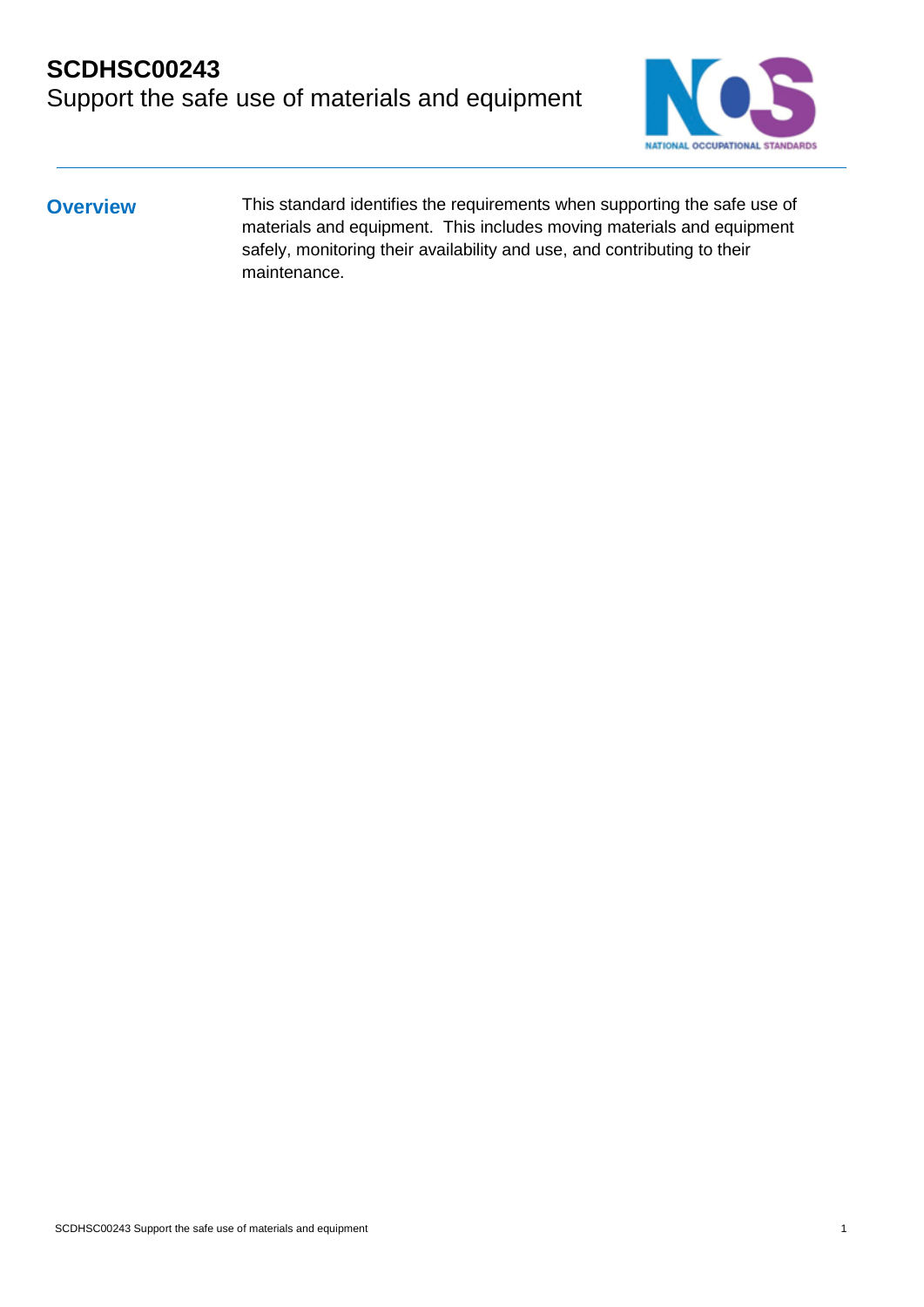# SCDHSC00243
Support the safe use of materials and equipment

## Overview

This standard identifies the requirements when supporting the safe use of materials and equipment. This includes moving materials and equipment safely, monitoring their availability and use, and contributing to their maintenance.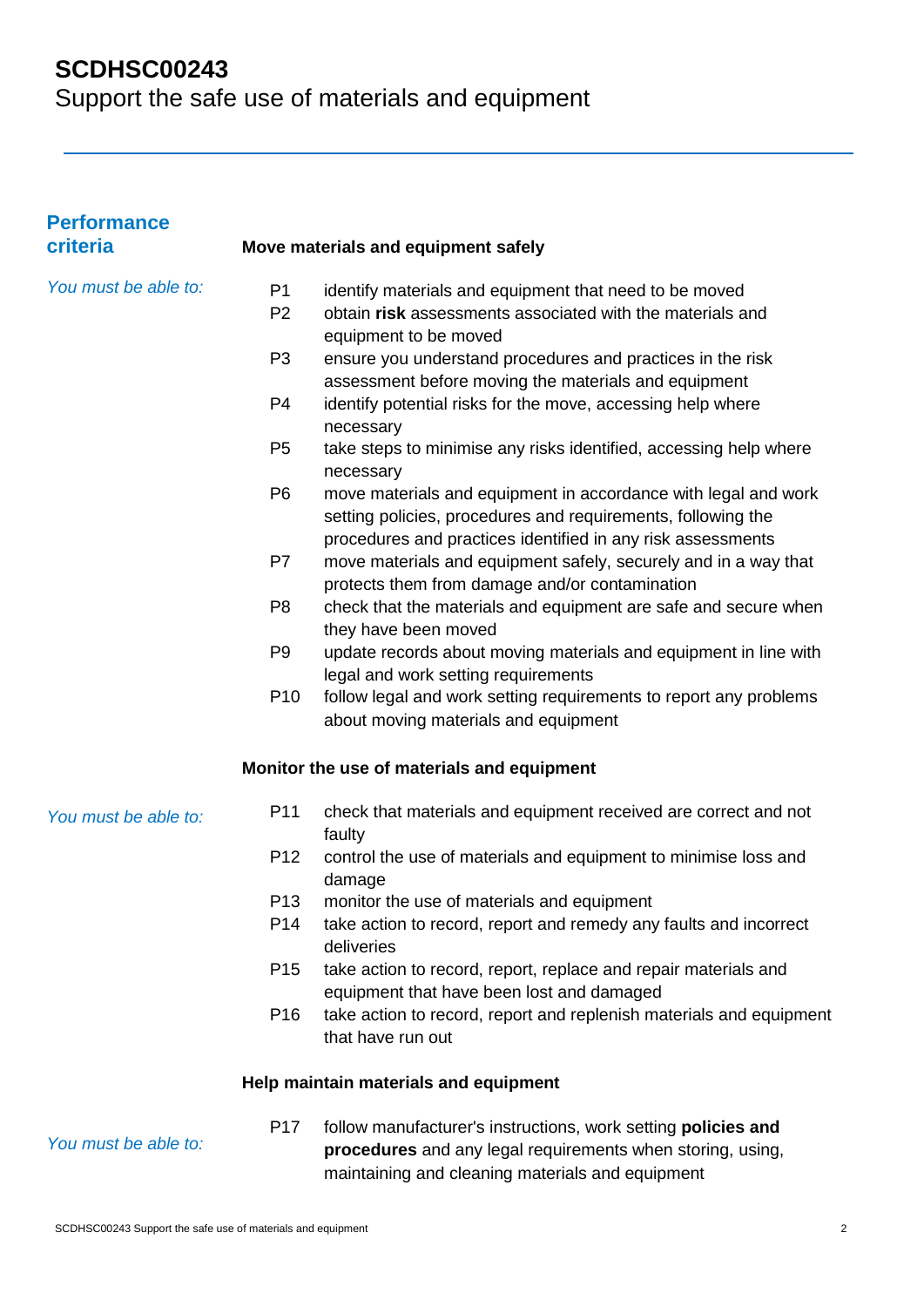# SCDHSC00243
Support the safe use of materials and equipment

## Performance criteria

### Move materials and equipment safely

*You must be able to:*

- P1 identify materials and equipment that need to be moved
- P2 obtain **risk** assessments associated with the materials and equipment to be moved
- P3 ensure you understand procedures and practices in the risk assessment before moving the materials and equipment
- P4 identify potential risks for the move, accessing help where necessary
- P5 take steps to minimise any risks identified, accessing help where necessary
- P6 move materials and equipment in accordance with legal and work setting policies, procedures and requirements, following the procedures and practices identified in any risk assessments
- P7 move materials and equipment safely, securely and in a way that protects them from damage and/or contamination
- P8 check that the materials and equipment are safe and secure when they have been moved
- P9 update records about moving materials and equipment in line with legal and work setting requirements
- P10 follow legal and work setting requirements to report any problems about moving materials and equipment

### Monitor the use of materials and equipment

*You must be able to:*

- P11 check that materials and equipment received are correct and not faulty
- P12 control the use of materials and equipment to minimise loss and damage
- P13 monitor the use of materials and equipment
- P14 take action to record, report and remedy any faults and incorrect deliveries
- P15 take action to record, report, replace and repair materials and equipment that have been lost and damaged
- P16 take action to record, report and replenish materials and equipment that have run out

### Help maintain materials and equipment

*You must be able to:*

- P17 follow manufacturer's instructions, work setting **policies and procedures** and any legal requirements when storing, using, maintaining and cleaning materials and equipment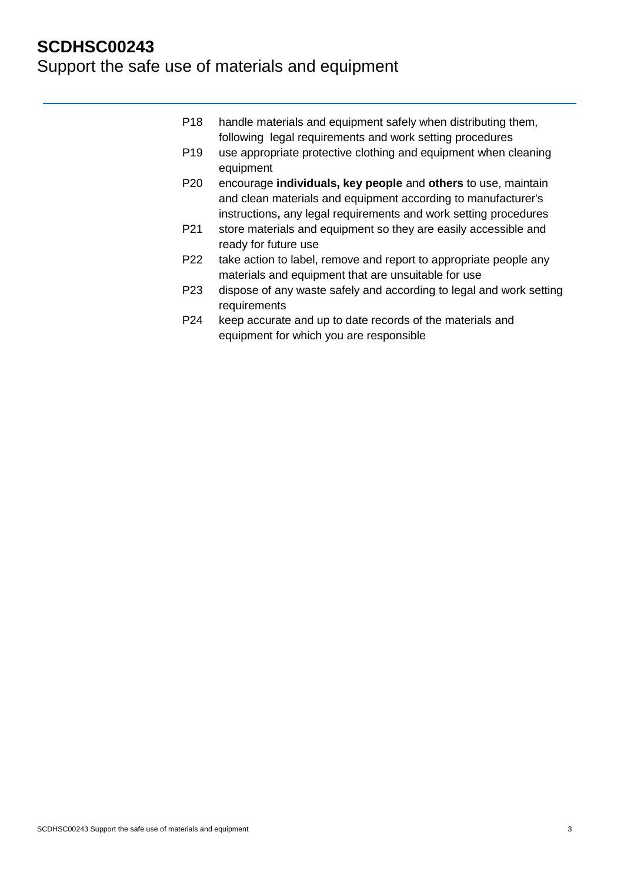P18 handle materials and equipment safely when distributing them, following legal requirements and work setting procedures

P19 use appropriate protective clothing and equipment when cleaning equipment

P20 encourage **individuals, key people** and **others** to use, maintain and clean materials and equipment according to manufacturer's instructions**,** any legal requirements and work setting procedures

P21 store materials and equipment so they are easily accessible and ready for future use

P22 take action to label, remove and report to appropriate people any materials and equipment that are unsuitable for use

P23 dispose of any waste safely and according to legal and work setting requirements

P24 keep accurate and up to date records of the materials and equipment for which you are responsible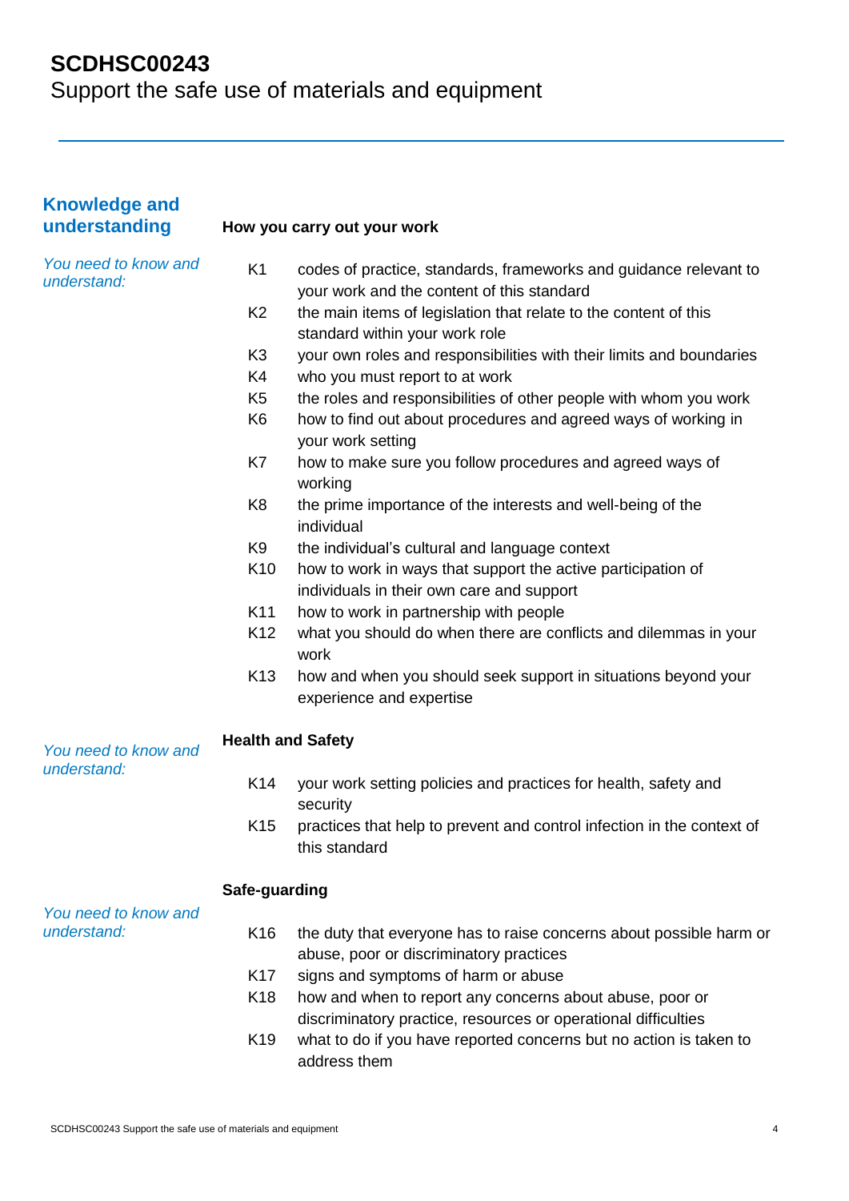# SCDHSC00243
Support the safe use of materials and equipment

## Knowledge and understanding

### How you carry out your work

*You need to know and understand:*

- K1 codes of practice, standards, frameworks and guidance relevant to your work and the content of this standard
- K2 the main items of legislation that relate to the content of this standard within your work role
- K3 your own roles and responsibilities with their limits and boundaries
- K4 who you must report to at work
- K5 the roles and responsibilities of other people with whom you work
- K6 how to find out about procedures and agreed ways of working in your work setting
- K7 how to make sure you follow procedures and agreed ways of working
- K8 the prime importance of the interests and well-being of the individual
- K9 the individual's cultural and language context
- K10 how to work in ways that support the active participation of individuals in their own care and support
- K11 how to work in partnership with people
- K12 what you should do when there are conflicts and dilemmas in your work
- K13 how and when you should seek support in situations beyond your experience and expertise

### Health and Safety

*You need to know and understand:*

- K14 your work setting policies and practices for health, safety and security
- K15 practices that help to prevent and control infection in the context of this standard

### Safe-guarding

*You need to know and understand:*

- K16 the duty that everyone has to raise concerns about possible harm or abuse, poor or discriminatory practices
- K17 signs and symptoms of harm or abuse
- K18 how and when to report any concerns about abuse, poor or discriminatory practice, resources or operational difficulties
- K19 what to do if you have reported concerns but no action is taken to address them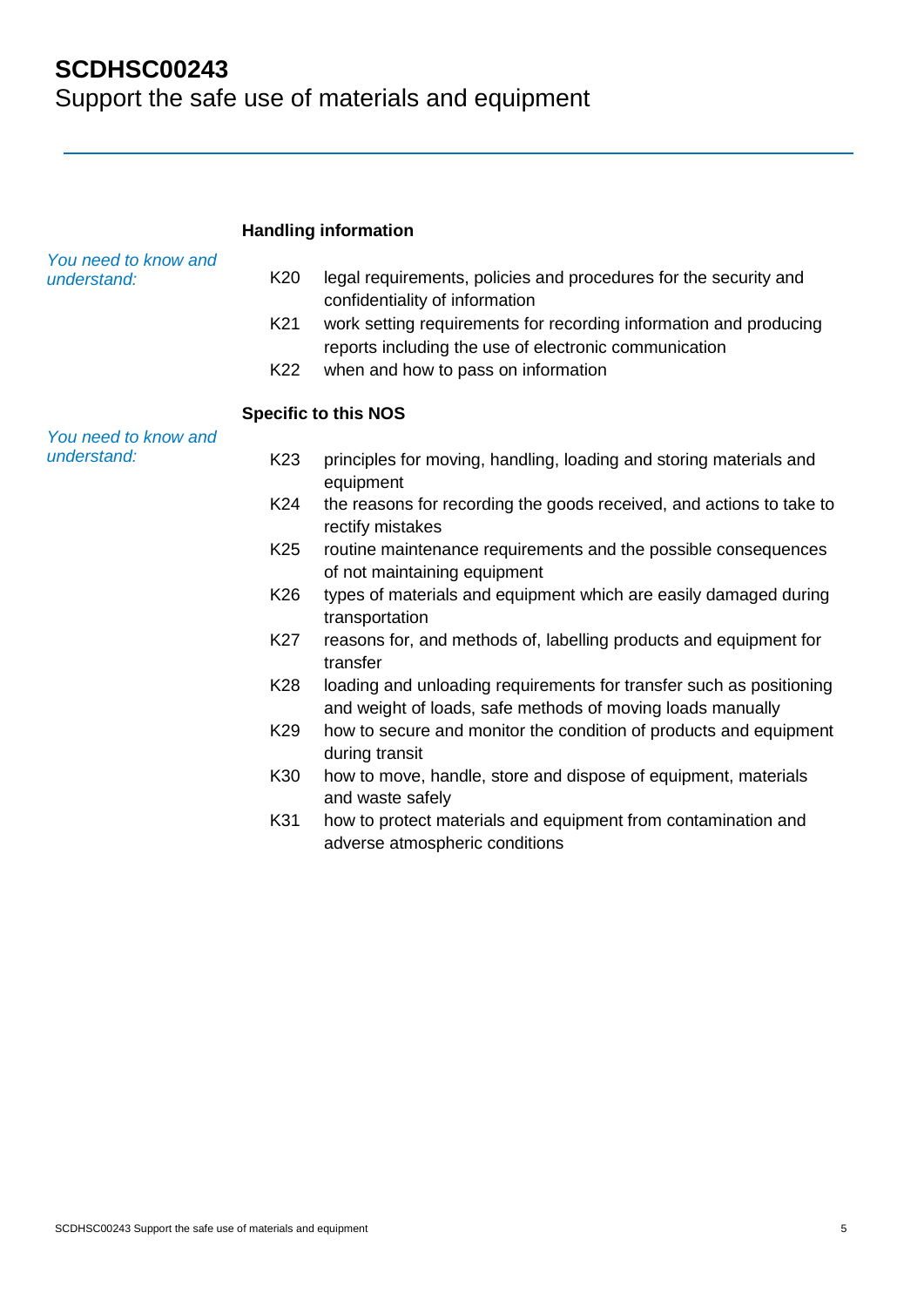# SCDHSC00243
Support the safe use of materials and equipment

### Handling information

*You need to know and understand:*

K20 legal requirements, policies and procedures for the security and confidentiality of information

K21 work setting requirements for recording information and producing reports including the use of electronic communication

K22 when and how to pass on information

### Specific to this NOS

*You need to know and understand:*

K23 principles for moving, handling, loading and storing materials and equipment

K24 the reasons for recording the goods received, and actions to take to rectify mistakes

K25 routine maintenance requirements and the possible consequences of not maintaining equipment

K26 types of materials and equipment which are easily damaged during transportation

K27 reasons for, and methods of, labelling products and equipment for transfer

K28 loading and unloading requirements for transfer such as positioning and weight of loads, safe methods of moving loads manually

K29 how to secure and monitor the condition of products and equipment during transit

K30 how to move, handle, store and dispose of equipment, materials and waste safely

K31 how to protect materials and equipment from contamination and adverse atmospheric conditions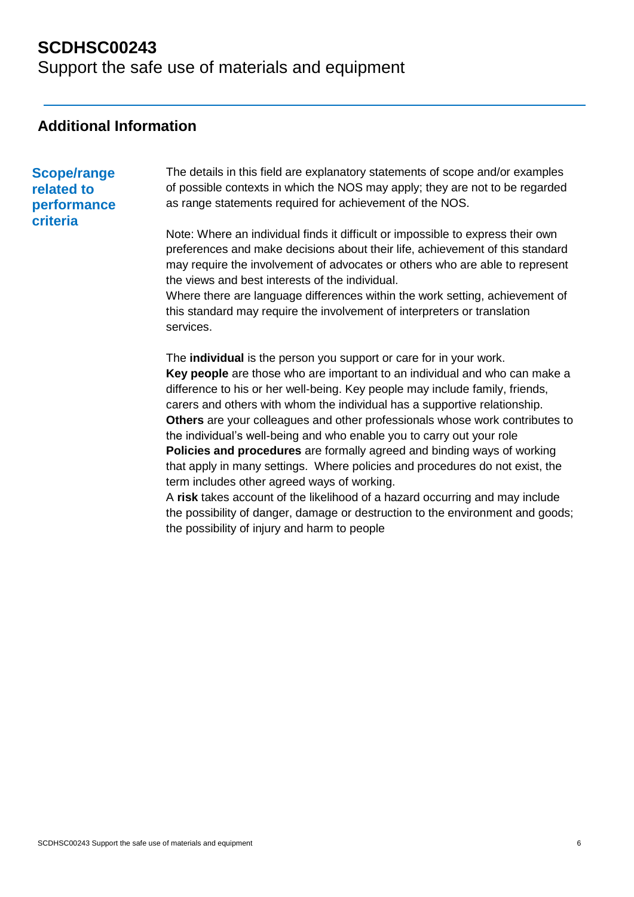# SCDHSC00243
Support the safe use of materials and equipment

## Additional Information

### Scope/range related to performance criteria

The details in this field are explanatory statements of scope and/or examples of possible contexts in which the NOS may apply; they are not to be regarded as range statements required for achievement of the NOS.

Note: Where an individual finds it difficult or impossible to express their own preferences and make decisions about their life, achievement of this standard may require the involvement of advocates or others who are able to represent the views and best interests of the individual.
Where there are language differences within the work setting, achievement of this standard may require the involvement of interpreters or translation services.

The **individual** is the person you support or care for in your work.
**Key people** are those who are important to an individual and who can make a difference to his or her well-being. Key people may include family, friends, carers and others with whom the individual has a supportive relationship.
**Others** are your colleagues and other professionals whose work contributes to the individual's well-being and who enable you to carry out your role
**Policies and procedures** are formally agreed and binding ways of working that apply in many settings. Where policies and procedures do not exist, the term includes other agreed ways of working.
A **risk** takes account of the likelihood of a hazard occurring and may include the possibility of danger, damage or destruction to the environment and goods; the possibility of injury and harm to people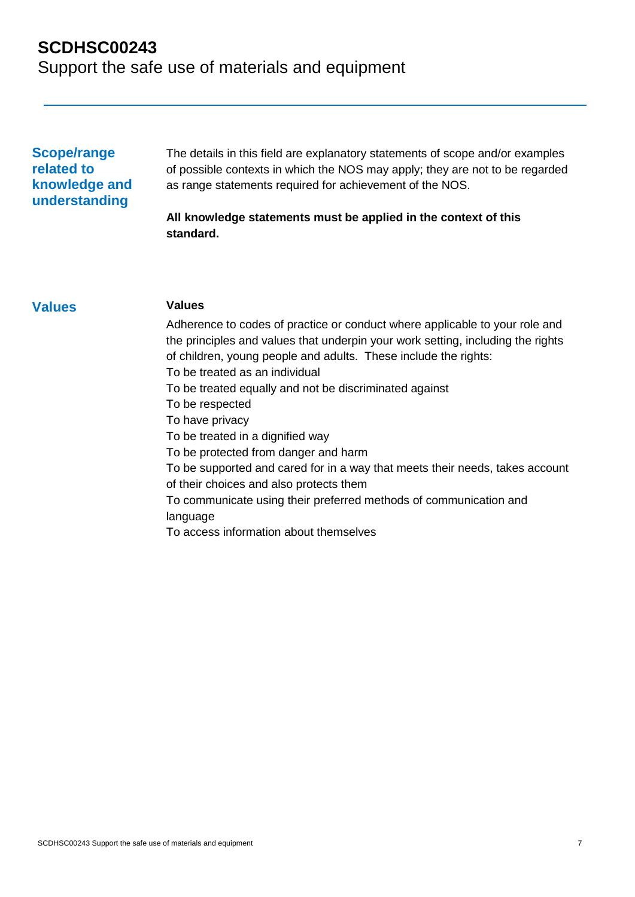# SCDHSC00243
Support the safe use of materials and equipment

## Scope/range related to knowledge and understanding

The details in this field are explanatory statements of scope and/or examples of possible contexts in which the NOS may apply; they are not to be regarded as range statements required for achievement of the NOS.

**All knowledge statements must be applied in the context of this standard.**

## Values

**Values**

Adherence to codes of practice or conduct where applicable to your role and the principles and values that underpin your work setting, including the rights of children, young people and adults. These include the rights:

To be treated as an individual

To be treated equally and not be discriminated against

To be respected

To have privacy

To be treated in a dignified way

To be protected from danger and harm

To be supported and cared for in a way that meets their needs, takes account of their choices and also protects them

To communicate using their preferred methods of communication and language

To access information about themselves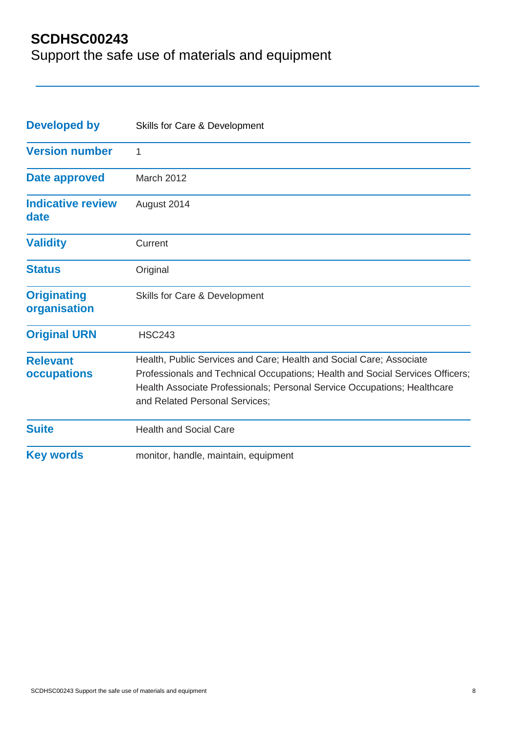# SCDHSC00243

Support the safe use of materials and equipment

| | |
|---|---|
| **Developed by** | Skills for Care & Development |
| **Version number** | 1 |
| **Date approved** | March 2012 |
| **Indicative review date** | August 2014 |
| **Validity** | Current |
| **Status** | Original |
| **Originating organisation** | Skills for Care & Development |
| **Original URN** | HSC243 |
| **Relevant occupations** | Health, Public Services and Care; Health and Social Care; Associate Professionals and Technical Occupations; Health and Social Services Officers; Health Associate Professionals; Personal Service Occupations; Healthcare and Related Personal Services; |
| **Suite** | Health and Social Care |
| **Key words** | monitor, handle, maintain, equipment |